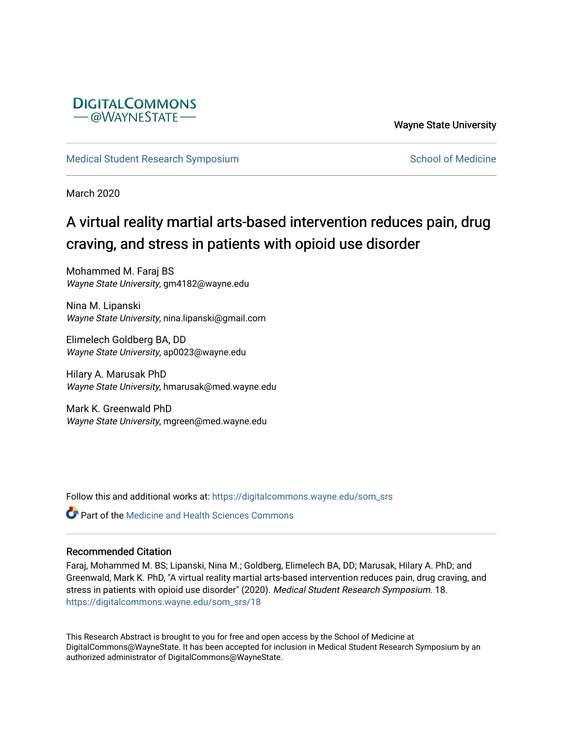DigitalCommons @WayneState

Wayne State University

Medical Student Research Symposium — School of Medicine

March 2020

# A virtual reality martial arts-based intervention reduces pain, drug craving, and stress in patients with opioid use disorder

Mohammed M. Faraj BS
*Wayne State University*, gm4182@wayne.edu

Nina M. Lipanski
*Wayne State University*, nina.lipanski@gmail.com

Elimelech Goldberg BA, DD
*Wayne State University*, ap0023@wayne.edu

Hilary A. Marusak PhD
*Wayne State University*, hmarusak@med.wayne.edu

Mark K. Greenwald PhD
*Wayne State University*, mgreen@med.wayne.edu

Follow this and additional works at: https://digitalcommons.wayne.edu/som_srs

Part of the Medicine and Health Sciences Commons

## Recommended Citation

Faraj, Mohammed M. BS; Lipanski, Nina M.; Goldberg, Elimelech BA, DD; Marusak, Hilary A. PhD; and Greenwald, Mark K. PhD, "A virtual reality martial arts-based intervention reduces pain, drug craving, and stress in patients with opioid use disorder" (2020). *Medical Student Research Symposium*. 18.
https://digitalcommons.wayne.edu/som_srs/18

This Research Abstract is brought to you for free and open access by the School of Medicine at DigitalCommons@WayneState. It has been accepted for inclusion in Medical Student Research Symposium by an authorized administrator of DigitalCommons@WayneState.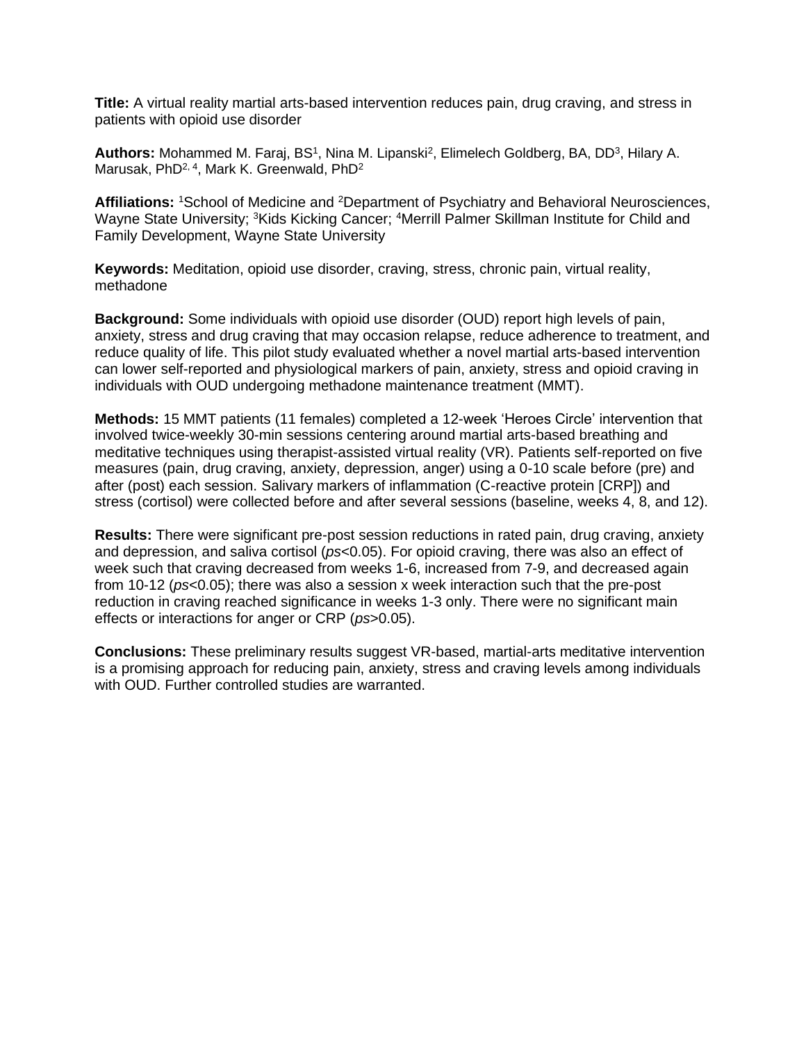**Title:** A virtual reality martial arts-based intervention reduces pain, drug craving, and stress in patients with opioid use disorder

**Authors:** Mohammed M. Faraj, BS[1], Nina M. Lipanski[2], Elimelech Goldberg, BA, DD[3], Hilary A. Marusak, PhD[2, 4], Mark K. Greenwald, PhD[2]

**Affiliations:** [1]School of Medicine and [2]Department of Psychiatry and Behavioral Neurosciences, Wayne State University; [3]Kids Kicking Cancer; [4]Merrill Palmer Skillman Institute for Child and Family Development, Wayne State University

**Keywords:** Meditation, opioid use disorder, craving, stress, chronic pain, virtual reality, methadone

**Background:** Some individuals with opioid use disorder (OUD) report high levels of pain, anxiety, stress and drug craving that may occasion relapse, reduce adherence to treatment, and reduce quality of life. This pilot study evaluated whether a novel martial arts-based intervention can lower self-reported and physiological markers of pain, anxiety, stress and opioid craving in individuals with OUD undergoing methadone maintenance treatment (MMT).

**Methods:** 15 MMT patients (11 females) completed a 12-week 'Heroes Circle' intervention that involved twice-weekly 30-min sessions centering around martial arts-based breathing and meditative techniques using therapist-assisted virtual reality (VR). Patients self-reported on five measures (pain, drug craving, anxiety, depression, anger) using a 0-10 scale before (pre) and after (post) each session. Salivary markers of inflammation (C-reactive protein [CRP]) and stress (cortisol) were collected before and after several sessions (baseline, weeks 4, 8, and 12).

**Results:** There were significant pre-post session reductions in rated pain, drug craving, anxiety and depression, and saliva cortisol ($ps<0.05$). For opioid craving, there was also an effect of week such that craving decreased from weeks 1-6, increased from 7-9, and decreased again from 10-12 ($ps<0.05$); there was also a session x week interaction such that the pre-post reduction in craving reached significance in weeks 1-3 only. There were no significant main effects or interactions for anger or CRP ($ps>0.05$).

**Conclusions:** These preliminary results suggest VR-based, martial-arts meditative intervention is a promising approach for reducing pain, anxiety, stress and craving levels among individuals with OUD. Further controlled studies are warranted.